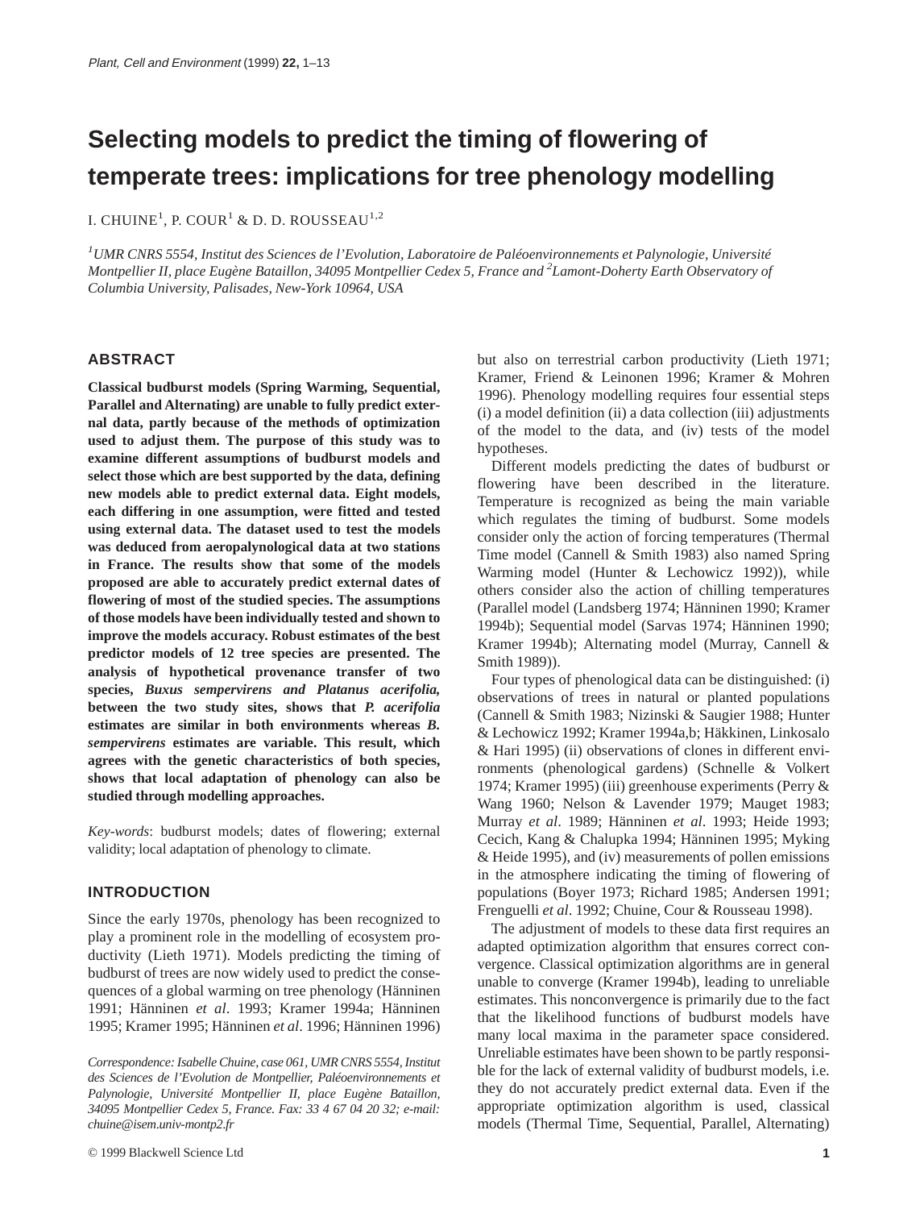# Selecting models to predict the timing of flowering of temperate trees: implications for tree phenology modelling

I. CHUINE[1], P. COUR[1] & D. D. ROUSSEAU[1,2]

*[1]UMR CNRS 5554, Institut des Sciences de l'Evolution, Laboratoire de Paléoenvironnements et Palynologie, Université Montpellier II, place Eugène Bataillon, 34095 Montpellier Cedex 5, France and [2]Lamont-Doherty Earth Observatory of Columbia University, Palisades, New-York 10964, USA*

## ABSTRACT

**Classical budburst models (Spring Warming, Sequential, Parallel and Alternating) are unable to fully predict external data, partly because of the methods of optimization used to adjust them. The purpose of this study was to examine different assumptions of budburst models and select those which are best supported by the data, defining new models able to predict external data. Eight models, each differing in one assumption, were fitted and tested using external data. The dataset used to test the models was deduced from aeropalynological data at two stations in France. The results show that some of the models proposed are able to accurately predict external dates of flowering of most of the studied species. The assumptions of those models have been individually tested and shown to improve the models accuracy. Robust estimates of the best predictor models of 12 tree species are presented. The analysis of hypothetical provenance transfer of two species, *Buxus sempervirens and Platanus acerifolia*, between the two study sites, shows that *P. acerifolia* estimates are similar in both environments whereas *B. sempervirens* estimates are variable. This result, which agrees with the genetic characteristics of both species, shows that local adaptation of phenology can also be studied through modelling approaches.**

*Key-words*: budburst models; dates of flowering; external validity; local adaptation of phenology to climate.

## INTRODUCTION

Since the early 1970s, phenology has been recognized to play a prominent role in the modelling of ecosystem productivity (Lieth 1971). Models predicting the timing of budburst of trees are now widely used to predict the consequences of a global warming on tree phenology (Hänninen 1991; Hänninen *et al*. 1993; Kramer 1994a; Hänninen 1995; Kramer 1995; Hänninen *et al*. 1996; Hänninen 1996) but also on terrestrial carbon productivity (Lieth 1971; Kramer, Friend & Leinonen 1996; Kramer & Mohren 1996). Phenology modelling requires four essential steps (i) a model definition (ii) a data collection (iii) adjustments of the model to the data, and (iv) tests of the model hypotheses.

Different models predicting the dates of budburst or flowering have been described in the literature. Temperature is recognized as being the main variable which regulates the timing of budburst. Some models consider only the action of forcing temperatures (Thermal Time model (Cannell & Smith 1983) also named Spring Warming model (Hunter & Lechowicz 1992)), while others consider also the action of chilling temperatures (Parallel model (Landsberg 1974; Hänninen 1990; Kramer 1994b); Sequential model (Sarvas 1974; Hänninen 1990; Kramer 1994b); Alternating model (Murray, Cannell & Smith 1989)).

Four types of phenological data can be distinguished: (i) observations of trees in natural or planted populations (Cannell & Smith 1983; Nizinski & Saugier 1988; Hunter & Lechowicz 1992; Kramer 1994a,b; Häkkinen, Linkosalo & Hari 1995) (ii) observations of clones in different environments (phenological gardens) (Schnelle & Volkert 1974; Kramer 1995) (iii) greenhouse experiments (Perry & Wang 1960; Nelson & Lavender 1979; Mauget 1983; Murray *et al*. 1989; Hänninen *et al*. 1993; Heide 1993; Cecich, Kang & Chalupka 1994; Hänninen 1995; Myking & Heide 1995), and (iv) measurements of pollen emissions in the atmosphere indicating the timing of flowering of populations (Boyer 1973; Richard 1985; Andersen 1991; Frenguelli *et al*. 1992; Chuine, Cour & Rousseau 1998).

The adjustment of models to these data first requires an adapted optimization algorithm that ensures correct convergence. Classical optimization algorithms are in general unable to converge (Kramer 1994b), leading to unreliable estimates. This nonconvergence is primarily due to the fact that the likelihood functions of budburst models have many local maxima in the parameter space considered. Unreliable estimates have been shown to be partly responsible for the lack of external validity of budburst models, i.e. they do not accurately predict external data. Even if the appropriate optimization algorithm is used, classical models (Thermal Time, Sequential, Parallel, Alternating)

*Correspondence: Isabelle Chuine, case 061, UMR CNRS 5554, Institut des Sciences de l'Evolution de Montpellier, Paléoenvironnements et Palynologie, Université Montpellier II, place Eugène Bataillon, 34095 Montpellier Cedex 5, France. Fax: 33 4 67 04 20 32; e-mail: chuine@isem.univ-montp2.fr*

© 1999 Blackwell Science Ltd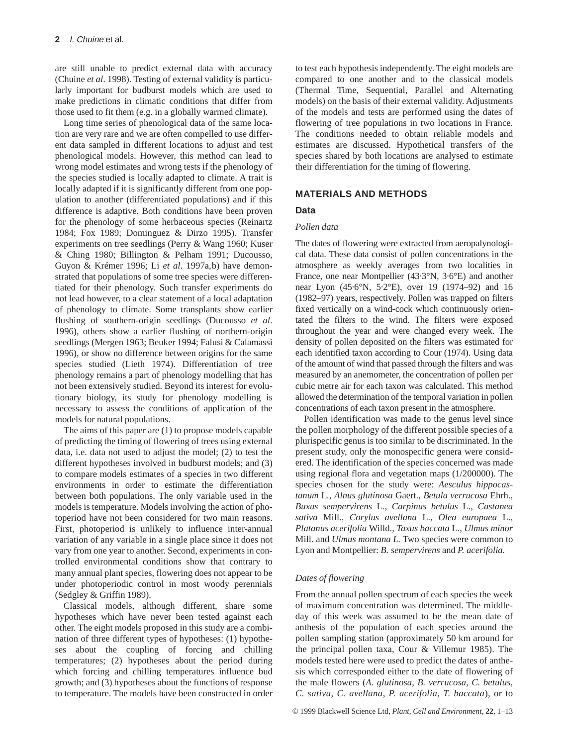are still unable to predict external data with accuracy (Chuine *et al*. 1998). Testing of external validity is particularly important for budburst models which are used to make predictions in climatic conditions that differ from those used to fit them (e.g. in a globally warmed climate).

Long time series of phenological data of the same location are very rare and we are often compelled to use different data sampled in different locations to adjust and test phenological models. However, this method can lead to wrong model estimates and wrong tests if the phenology of the species studied is locally adapted to climate. A trait is locally adapted if it is significantly different from one population to another (differentiated populations) and if this difference is adaptive. Both conditions have been proven for the phenology of some herbaceous species (Reinartz 1984; Fox 1989; Dominguez & Dirzo 1995). Transfer experiments on tree seedlings (Perry & Wang 1960; Kuser & Ching 1980; Billington & Pelham 1991; Ducousso, Guyon & Krémer 1996; Li *et al*. 1997a,b) have demonstrated that populations of some tree species were differentiated for their phenology. Such transfer experiments do not lead however, to a clear statement of a local adaptation of phenology to climate. Some transplants show earlier flushing of southern-origin seedlings (Ducousso *et al*. 1996), others show a earlier flushing of northern-origin seedlings (Mergen 1963; Beuker 1994; Falusi & Calamassi 1996), or show no difference between origins for the same species studied (Lieth 1974). Differentiation of tree phenology remains a part of phenology modelling that has not been extensively studied. Beyond its interest for evolutionary biology, its study for phenology modelling is necessary to assess the conditions of application of the models for natural populations.

The aims of this paper are (1) to propose models capable of predicting the timing of flowering of trees using external data, i.e. data not used to adjust the model; (2) to test the different hypotheses involved in budburst models; and (3) to compare models estimates of a species in two different environments in order to estimate the differentiation between both populations. The only variable used in the models is temperature. Models involving the action of photoperiod have not been considered for two main reasons. First, photoperiod is unlikely to influence inter-annual variation of any variable in a single place since it does not vary from one year to another. Second, experiments in controlled environmental conditions show that contrary to many annual plant species, flowering does not appear to be under photoperiodic control in most woody perennials (Sedgley & Griffin 1989).

Classical models, although different, share some hypotheses which have never been tested against each other. The eight models proposed in this study are a combination of three different types of hypotheses: (1) hypotheses about the coupling of forcing and chilling temperatures; (2) hypotheses about the period during which forcing and chilling temperatures influence bud growth; and (3) hypotheses about the functions of response to temperature. The models have been constructed in order to test each hypothesis independently. The eight models are compared to one another and to the classical models (Thermal Time, Sequential, Parallel and Alternating models) on the basis of their external validity. Adjustments of the models and tests are performed using the dates of flowering of tree populations in two locations in France. The conditions needed to obtain reliable models and estimates are discussed. Hypothetical transfers of the species shared by both locations are analysed to estimate their differentiation for the timing of flowering.

## MATERIALS AND METHODS

### Data

#### *Pollen data*

The dates of flowering were extracted from aeropalynological data. These data consist of pollen concentrations in the atmosphere as weekly averages from two localities in France, one near Montpellier (43·3°N, 3·6°E) and another near Lyon (45·6°N, 5·2°E), over 19 (1974–92) and 16 (1982–97) years, respectively. Pollen was trapped on filters fixed vertically on a wind-cock which continuously orientated the filters to the wind. The filters were exposed throughout the year and were changed every week. The density of pollen deposited on the filters was estimated for each identified taxon according to Cour (1974). Using data of the amount of wind that passed through the filters and was measured by an anemometer, the concentration of pollen per cubic metre air for each taxon was calculated. This method allowed the determination of the temporal variation in pollen concentrations of each taxon present in the atmosphere.

Pollen identification was made to the genus level since the pollen morphology of the different possible species of a plurispecific genus is too similar to be discriminated. In the present study, only the monospecific genera were considered. The identification of the species concerned was made using regional flora and vegetation maps (1/200000). The species chosen for the study were: *Aesculus hippocastanum* L., *Alnus glutinosa* Gaert., *Betula verrucosa* Ehrh., *Buxus sempervirens* L., *Carpinus betulus* L., *Castanea sativa* Mill., *Corylus avellana* L., *Olea europaea* L., *Platanus acerifolia* Willd., *Taxus baccata* L., *Ulmus minor* Mill. and *Ulmus montana L.* Two species were common to Lyon and Montpellier: *B. sempervirens* and *P. acerifolia*.

#### *Dates of flowering*

From the annual pollen spectrum of each species the week of maximum concentration was determined. The middle-day of this week was assumed to be the mean date of anthesis of the population of each species around the pollen sampling station (approximately 50 km around for the principal pollen taxa, Cour & Villemur 1985). The models tested here were used to predict the dates of anthesis which corresponded either to the date of flowering of the male flowers (*A. glutinosa*, *B. verrucosa*, *C. betulus*, *C. sativa*, *C. avellana*, *P. acerifolia*, *T. baccata*), or to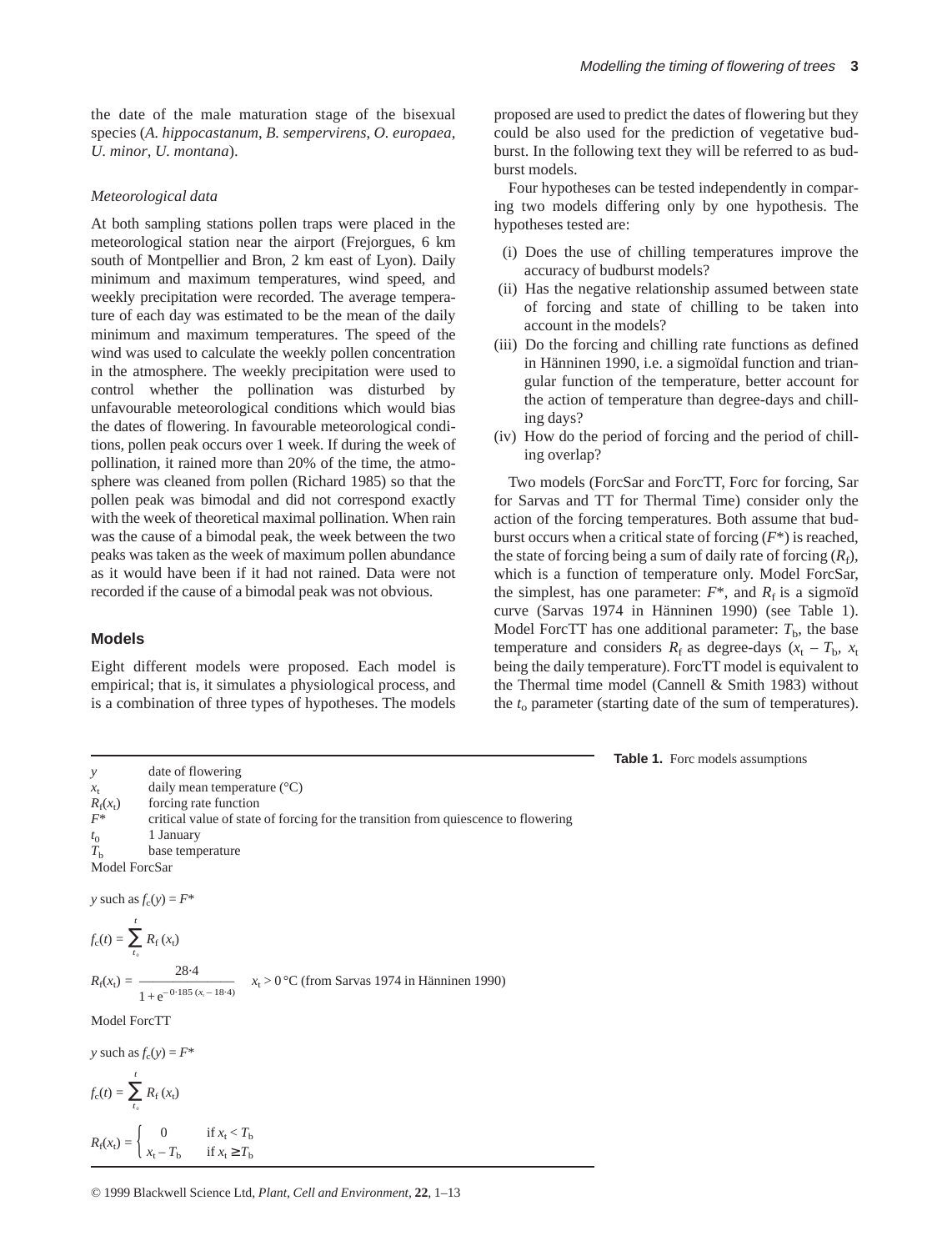the date of the male maturation stage of the bisexual species (*A. hippocastanum*, *B. sempervirens*, *O. europaea*, *U. minor*, *U. montana*).

### *Meteorological data*

At both sampling stations pollen traps were placed in the meteorological station near the airport (Frejorgues, 6 km south of Montpellier and Bron, 2 km east of Lyon). Daily minimum and maximum temperatures, wind speed, and weekly precipitation were recorded. The average temperature of each day was estimated to be the mean of the daily minimum and maximum temperatures. The speed of the wind was used to calculate the weekly pollen concentration in the atmosphere. The weekly precipitation were used to control whether the pollination was disturbed by unfavourable meteorological conditions which would bias the dates of flowering. In favourable meteorological conditions, pollen peak occurs over 1 week. If during the week of pollination, it rained more than 20% of the time, the atmosphere was cleaned from pollen (Richard 1985) so that the pollen peak was bimodal and did not correspond exactly with the week of theoretical maximal pollination. When rain was the cause of a bimodal peak, the week between the two peaks was taken as the week of maximum pollen abundance as it would have been if it had not rained. Data were not recorded if the cause of a bimodal peak was not obvious.

## Models

Eight different models were proposed. Each model is empirical; that is, it simulates a physiological process, and is a combination of three types of hypotheses. The models proposed are used to predict the dates of flowering but they could be also used for the prediction of vegetative budburst. In the following text they will be referred to as budburst models.

Four hypotheses can be tested independently in comparing two models differing only by one hypothesis. The hypotheses tested are:

(i) Does the use of chilling temperatures improve the accuracy of budburst models?
(ii) Has the negative relationship assumed between state of forcing and state of chilling to be taken into account in the models?
(iii) Do the forcing and chilling rate functions as defined in Hänninen 1990, i.e. a sigmoïdal function and triangular function of the temperature, better account for the action of temperature than degree-days and chilling days?
(iv) How do the period of forcing and the period of chilling overlap?

Two models (ForcSar and ForcTT, Forc for forcing, Sar for Sarvas and TT for Thermal Time) consider only the action of the forcing temperatures. Both assume that budburst occurs when a critical state of forcing ($F^*$) is reached, the state of forcing being a sum of daily rate of forcing ($R_f$), which is a function of temperature only. Model ForcSar, the simplest, has one parameter: $F^*$, and $R_f$ is a sigmoïd curve (Sarvas 1974 in Hänninen 1990) (see Table 1). Model ForcTT has one additional parameter: $T_b$, the base temperature and considers $R_f$ as degree-days ($x_t - T_b$, $x_t$ being the daily temperature). ForcTT model is equivalent to the Thermal time model (Cannell & Smith 1983) without the $t_o$ parameter (starting date of the sum of temperatures).

**Table 1.** Forc models assumptions

| | |
|---|---|
| $y$ | date of flowering |
| $x_t$ | daily mean temperature (°C) |
| $R_f(x_t)$ | forcing rate function |
| $F^*$ | critical value of state of forcing for the transition from quiescence to flowering |
| $t_0$ | 1 January |
| $T_b$ | base temperature |

Model ForcSar

$y$ such as $f_c(y) = F^*$

$$f_c(t) = \sum_{t_0}^{t} R_f(x_t)$$

$$R_f(x_t) = \frac{28{\cdot}4}{1 + e^{-0{\cdot}185\,(x_t - 18{\cdot}4)}} \quad x_t > 0\,°\text{C (from Sarvas 1974 in Hänninen 1990)}$$

Model ForcTT

$y$ such as $f_c(y) = F^*$

$$f_c(t) = \sum_{t_0}^{t} R_f(x_t)$$

$$R_f(x_t) = \begin{cases} 0 & \text{if } x_t < T_b \\ x_t - T_b & \text{if } x_t \geq T_b \end{cases}$$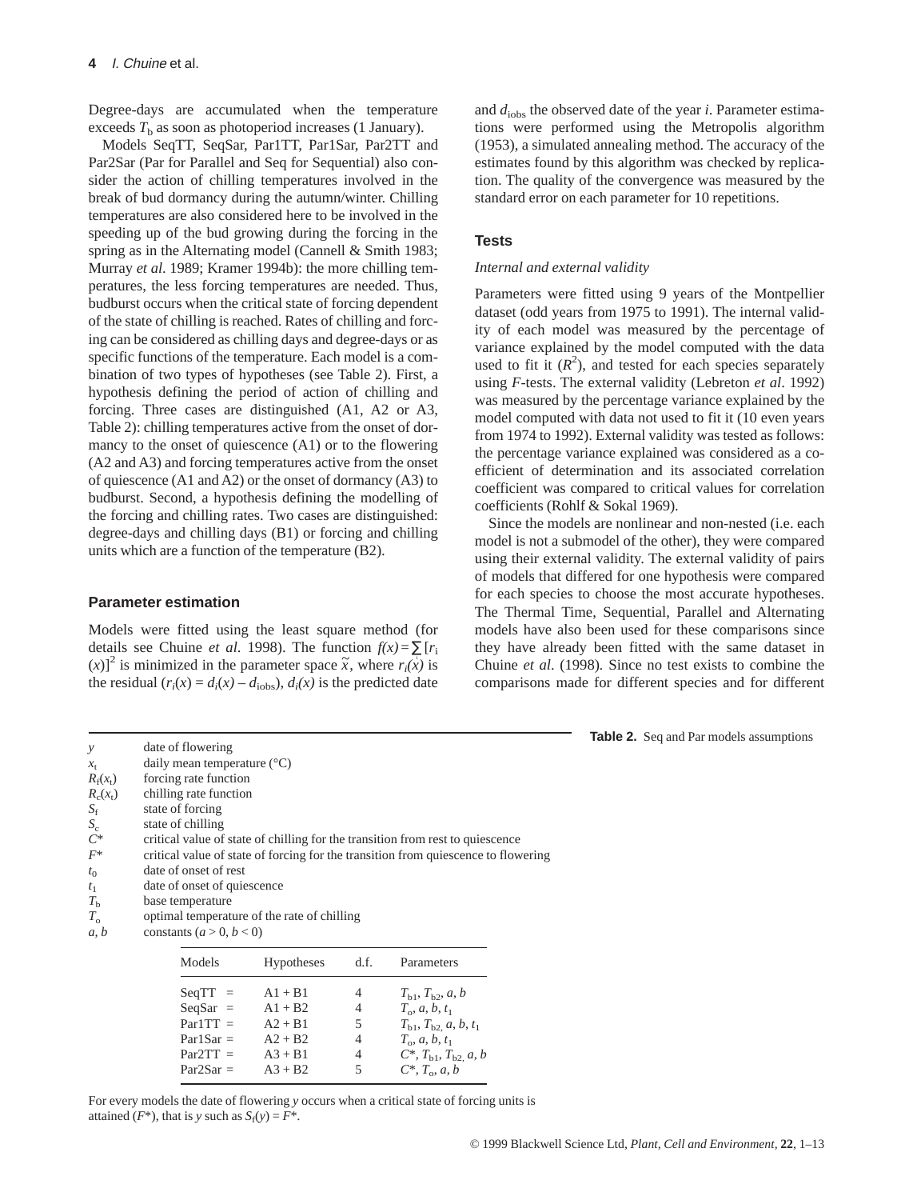Degree-days are accumulated when the temperature exceeds $T_b$ as soon as photoperiod increases (1 January).

Models SeqTT, SeqSar, Par1TT, Par1Sar, Par2TT and Par2Sar (Par for Parallel and Seq for Sequential) also consider the action of chilling temperatures involved in the break of bud dormancy during the autumn/winter. Chilling temperatures are also considered here to be involved in the speeding up of the bud growing during the forcing in the spring as in the Alternating model (Cannell & Smith 1983; Murray *et al*. 1989; Kramer 1994b): the more chilling temperatures, the less forcing temperatures are needed. Thus, budburst occurs when the critical state of forcing dependent of the state of chilling is reached. Rates of chilling and forcing can be considered as chilling days and degree-days or as specific functions of the temperature. Each model is a combination of two types of hypotheses (see Table 2). First, a hypothesis defining the period of action of chilling and forcing. Three cases are distinguished (A1, A2 or A3, Table 2): chilling temperatures active from the onset of dormancy to the onset of quiescence (A1) or to the flowering (A2 and A3) and forcing temperatures active from the onset of quiescence (A1 and A2) or the onset of dormancy (A3) to budburst. Second, a hypothesis defining the modelling of the forcing and chilling rates. Two cases are distinguished: degree-days and chilling days (B1) or forcing and chilling units which are a function of the temperature (B2).

## Parameter estimation

Models were fitted using the least square method (for details see Chuine *et al*. 1998). The function $f(x) = \sum [r_i(x)]^2$ is minimized in the parameter space $\tilde{x}$, where $r_i(x)$ is the residual ($r_i(x) = d_i(x) - d_{iobs}$), $d_i(x)$ is the predicted date and $d_{iobs}$ the observed date of the year $i$. Parameter estimations were performed using the Metropolis algorithm (1953), a simulated annealing method. The accuracy of the estimates found by this algorithm was checked by replication. The quality of the convergence was measured by the standard error on each parameter for 10 repetitions.

## Tests

### *Internal and external validity*

Parameters were fitted using 9 years of the Montpellier dataset (odd years from 1975 to 1991). The internal validity of each model was measured by the percentage of variance explained by the model computed with the data used to fit it ($R^2$), and tested for each species separately using $F$-tests. The external validity (Lebreton *et al*. 1992) was measured by the percentage variance explained by the model computed with data not used to fit it (10 even years from 1974 to 1992). External validity was tested as follows: the percentage variance explained was considered as a coefficient of determination and its associated correlation coefficient was compared to critical values for correlation coefficients (Rohlf & Sokal 1969).

Since the models are nonlinear and non-nested (i.e. each model is not a submodel of the other), they were compared using their external validity. The external validity of pairs of models that differed for one hypothesis were compared for each species to choose the most accurate hypotheses. The Thermal Time, Sequential, Parallel and Alternating models have also been used for these comparisons since they have already been fitted with the same dataset in Chuine *et al*. (1998). Since no test exists to combine the comparisons made for different species and for different

**Table 2.** Seq and Par models assumptions

| Symbol | Definition |
|---|---|
| $y$ | date of flowering |
| $x_t$ | daily mean temperature (°C) |
| $R_f(x_t)$ | forcing rate function |
| $R_c(x_t)$ | chilling rate function |
| $S_f$ | state of forcing |
| $S_c$ | state of chilling |
| $C^*$ | critical value of state of chilling for the transition from rest to quiescence |
| $F^*$ | critical value of state of forcing for the transition from quiescence to flowering |
| $t_0$ | date of onset of rest |
| $t_1$ | date of onset of quiescence |
| $T_b$ | base temperature |
| $T_o$ | optimal temperature of the rate of chilling |
| $a, b$ | constants ($a > 0, b < 0$) |

| Models | Hypotheses | d.f. | Parameters |
|---|---|---|---|
| SeqTT = | A1 + B1 | 4 | $T_{b1}, T_{b2}, a, b$ |
| SeqSar = | A1 + B2 | 4 | $T_o, a, b, t_1$ |
| Par1TT = | A2 + B1 | 5 | $T_{b1}, T_{b2}, a, b, t_1$ |
| Par1Sar = | A2 + B2 | 4 | $T_o, a, b, t_1$ |
| Par2TT = | A3 + B1 | 4 | $C^*, T_{b1}, T_{b2}, a, b$ |
| Par2Sar = | A3 + B2 | 5 | $C^*, T_o, a, b$ |

For every models the date of flowering $y$ occurs when a critical state of forcing units is attained ($F^*$), that is $y$ such as $S_f(y) = F^*$.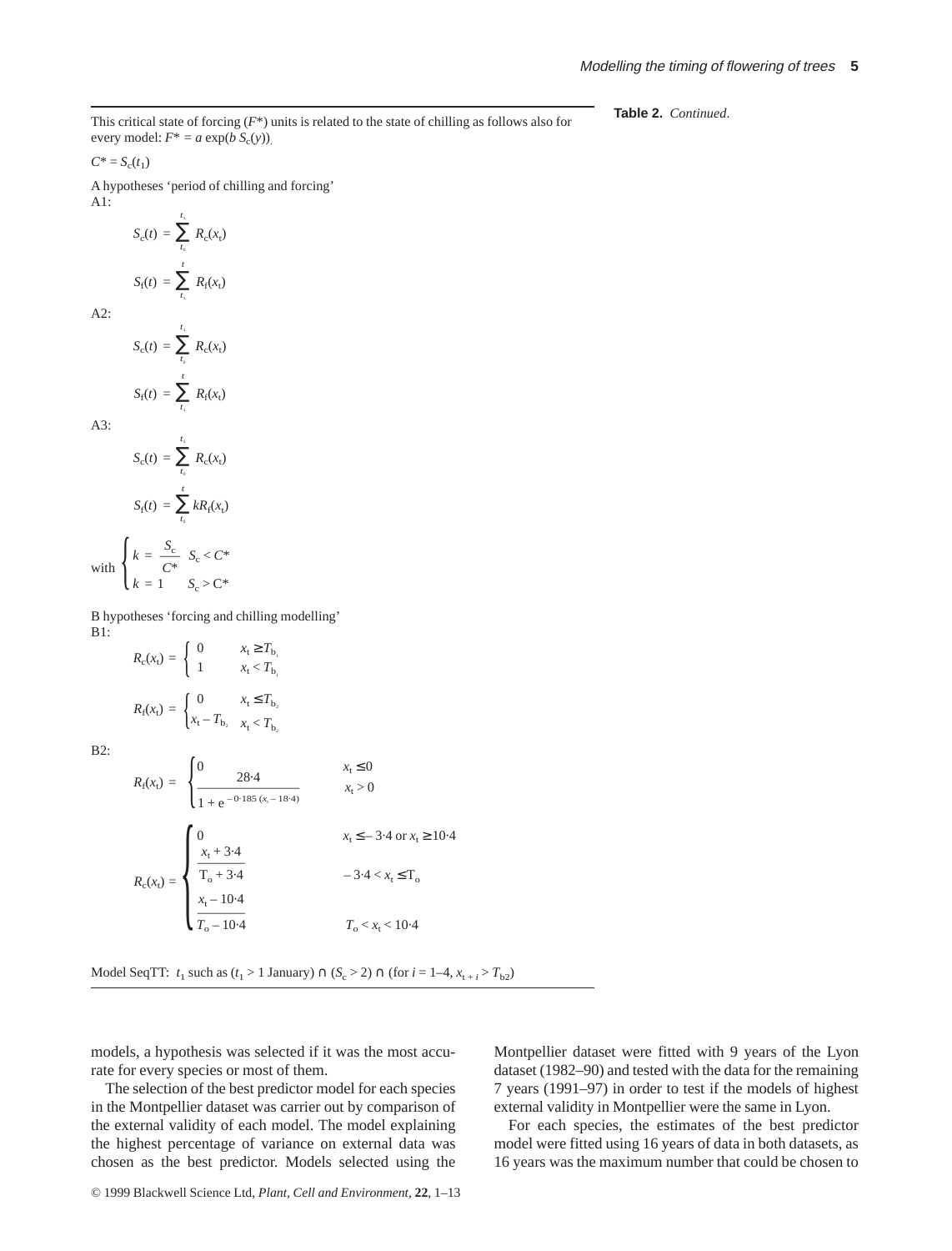**Table 2.** *Continued*.

This critical state of forcing ($F^*$) units is related to the state of chilling as follows also for every model: $F^* = a \exp(b\, S_c(y))$.

$C^* = S_c(t_1)$

A hypotheses 'period of chilling and forcing'

A1:

$$S_c(t) = \sum_{t_0}^{t_1} R_c(x_t)$$

$$S_f(t) = \sum_{t_1}^{t} R_f(x_t)$$

A2:

$$S_c(t) = \sum_{t_0}^{t_1} R_c(x_t)$$

$$S_f(t) = \sum_{t_2}^{t} R_f(x_t)$$

A3:

$$S_c(t) = \sum_{t_0}^{t_1} R_c(x_t)$$

$$S_f(t) = \sum_{t_0}^{t} kR_f(x_t)$$

$$\text{with } \begin{cases} k = \dfrac{S_c}{C^*} & S_c < C^* \\ k = 1 & S_c > C^* \end{cases}$$

B hypotheses 'forcing and chilling modelling'

B1:

$$R_c(x_t) = \begin{cases} 0 & x_t \geq T_{b_1} \\ 1 & x_t < T_{b_1} \end{cases}$$

$$R_f(x_t) = \begin{cases} 0 & x_t \leq T_{b_2} \\ x_t - T_{b_2} & x_t < T_{b_2} \end{cases}$$

B2:

$$R_f(x_t) = \begin{cases} 0 & x_t \leq 0 \\ \dfrac{28 \cdot 4}{1 + e^{-0 \cdot 185\,(x_t - 18 \cdot 4)}} & x_t > 0 \end{cases}$$

$$R_c(x_t) = \begin{cases} 0 & x_t \leq -3 \cdot 4 \text{ or } x_t \geq 10 \cdot 4 \\ \dfrac{x_t + 3 \cdot 4}{T_o + 3 \cdot 4} & -3 \cdot 4 < x_t \leq T_o \\ \dfrac{x_t - 10 \cdot 4}{T_o - 10 \cdot 4} & T_o < x_t < 10 \cdot 4 \end{cases}$$

Model SeqTT: $t_1$ such as ($t_1 > 1$ January) $\cap$ ($S_c > 2$) $\cap$ (for $i = 1$–$4$, $x_{t+i} > T_{b2}$)

models, a hypothesis was selected if it was the most accurate for every species or most of them.

The selection of the best predictor model for each species in the Montpellier dataset was carried out by comparison of the external validity of each model. The model explaining the highest percentage of variance on external data was chosen as the best predictor. Models selected using the Montpellier dataset were fitted with 9 years of the Lyon dataset (1982–90) and tested with the data for the remaining 7 years (1991–97) in order to test if the models of highest external validity in Montpellier were the same in Lyon.

For each species, the estimates of the best predictor model were fitted using 16 years of data in both datasets, as 16 years was the maximum number that could be chosen to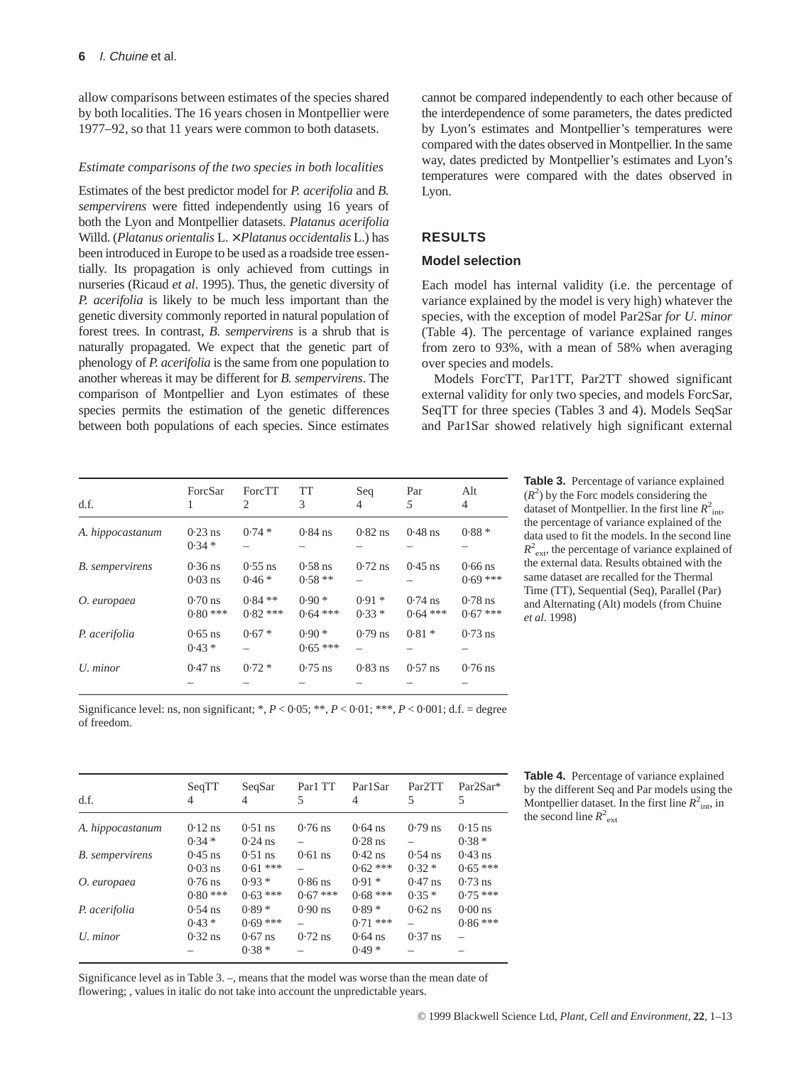allow comparisons between estimates of the species shared by both localities. The 16 years chosen in Montpellier were 1977–92, so that 11 years were common to both datasets.

*Estimate comparisons of the two species in both localities*

Estimates of the best predictor model for *P. acerifolia* and *B. sempervirens* were fitted independently using 16 years of both the Lyon and Montpellier datasets. *Platanus acerifolia* Willd. (*Platanus orientalis* L. × *Platanus occidentalis* L.) has been introduced in Europe to be used as a roadside tree essentially. Its propagation is only achieved from cuttings in nurseries (Ricaud *et al*. 1995). Thus, the genetic diversity of *P. acerifolia* is likely to be much less important than the genetic diversity commonly reported in natural population of forest trees. In contrast, *B. sempervirens* is a shrub that is naturally propagated. We expect that the genetic part of phenology of *P. acerifolia* is the same from one population to another whereas it may be different for *B. sempervirens*. The comparison of Montpellier and Lyon estimates of these species permits the estimation of the genetic differences between both populations of each species. Since estimates cannot be compared independently to each other because of the interdependence of some parameters, the dates predicted by Lyon's estimates and Montpellier's temperatures were compared with the dates observed in Montpellier. In the same way, dates predicted by Montpellier's estimates and Lyon's temperatures were compared with the dates observed in Lyon.

## RESULTS

### Model selection

Each model has internal validity (i.e. the percentage of variance explained by the model is very high) whatever the species, with the exception of model Par2Sar *for U. minor* (Table 4). The percentage of variance explained ranges from zero to 93%, with a mean of 58% when averaging over species and models.

Models ForcTT, Par1TT, Par2TT showed significant external validity for only two species, and models ForcSar, SeqTT for three species (Tables 3 and 4). Models SeqSar and Par1Sar showed relatively high significant external

| d.f. | ForcSar 1 | ForcTT 2 | TT 3 | Seq 4 | Par *5* | Alt 4 |
|---|---|---|---|---|---|---|
| *A. hippocastanum* | 0·23 ns | 0·74 * | 0·84 ns | 0·82 ns | 0·48 ns | 0·88 * |
| | 0·34 * | – | – | – | – | – |
| *B. sempervirens* | 0·36 ns | 0·55 ns | 0·58 ns | 0·72 ns | 0·45 ns | 0·66 ns |
| | 0·03 ns | 0·46 * | 0·58 ** | – | – | 0·69 *** |
| *O. europaea* | 0·70 ns | 0·84 ** | 0·90 * | 0·91 * | 0·74 ns | 0·78 ns |
| | 0·80 *** | 0·82 *** | 0·64 *** | 0·33 * | 0·64 *** | 0·67 *** |
| *P. acerifolia* | 0·65 ns | 0·67 * | 0·90 * | 0·79 ns | 0·81 * | 0·73 ns |
| | 0·43 * | – | 0·65 *** | – | – | – |
| *U. minor* | 0·47 ns | 0·72 * | 0·75 ns | 0·83 ns | 0·57 ns | 0·76 ns |
| | – | – | – | – | – | – |

Significance level: ns, non significant; *, $P < 0{\cdot}05$; **, $P < 0{\cdot}01$; ***, $P < 0{\cdot}001$; d.f. = degree of freedom.

**Table 3.** Percentage of variance explained ($R^2$) by the Forc models considering the dataset of Montpellier. In the first line $R^2_{\text{int}}$, the percentage of variance explained of the data used to fit the models. In the second line $R^2_{\text{ext}}$, the percentage of variance explained of the external data. Results obtained with the same dataset are recalled for the Thermal Time (TT), Sequential (Seq), Parallel (Par) and Alternating (Alt) models (from Chuine *et al*. 1998)

| d.f. | SeqTT 4 | SeqSar 4 | Par1 TT 5 | Par1Sar 4 | Par2TT 5 | Par2Sar* 5 |
|---|---|---|---|---|---|---|
| *A. hippocastanum* | 0·12 ns | 0·51 ns | 0·76 ns | 0·64 ns | 0·79 ns | 0·15 ns |
| | 0·34 * | 0·24 ns | – | 0·28 ns | – | 0·38 * |
| *B. sempervirens* | 0·45 ns | 0·51 ns | 0·61 ns | 0·42 ns | 0·54 ns | 0·43 ns |
| | 0·03 ns | 0·61 *** | – | 0·62 *** | 0·32 * | 0·65 *** |
| *O. europaea* | 0·76 ns | 0·93 * | 0·86 ns | 0·91 * | 0·47 ns | 0·73 ns |
| | 0·80 *** | 0·63 *** | 0·67 *** | 0·68 *** | 0·35 * | 0·75 *** |
| *P. acerifolia* | 0·54 ns | 0·89 * | 0·90 ns | 0·89 * | 0·62 ns | 0·00 ns |
| | 0·43 * | 0·69 *** | – | 0·71 *** | – | 0·86 *** |
| *U. minor* | 0·32 ns | 0·67 ns | 0·72 ns | 0·64 ns | 0·37 ns | – |
| | – | 0·38 * | – | 0·49 * | – | – |

Significance level as in Table 3. –, means that the model was worse than the mean date of flowering; , values in italic do not take into account the unpredictable years.

**Table 4.** Percentage of variance explained by the different Seq and Par models using the Montpellier dataset. In the first line $R^2_{\text{int}}$, in the second line $R^2_{\text{ext}}$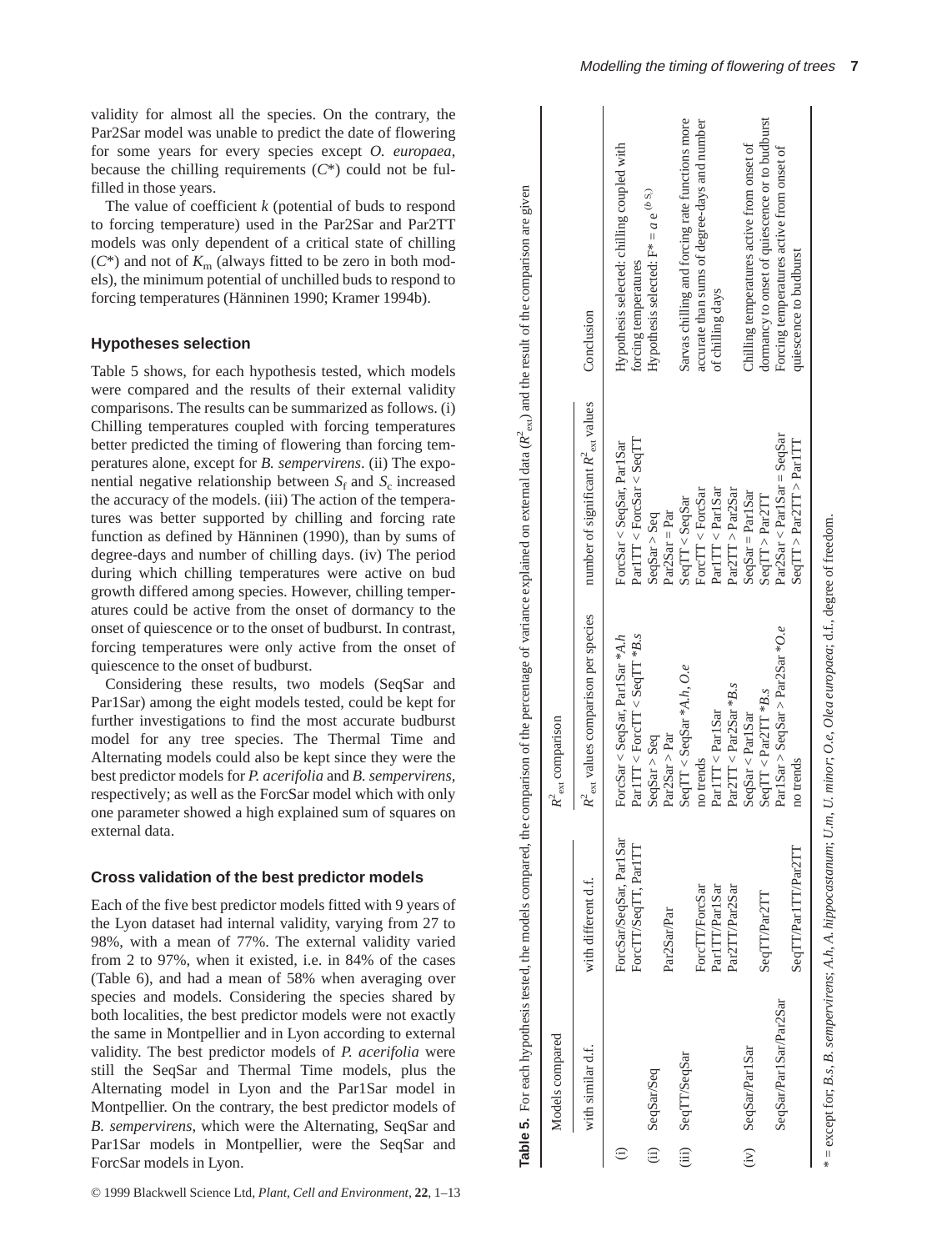validity for almost all the species. On the contrary, the Par2Sar model was unable to predict the date of flowering for some years for every species except *O. europaea*, because the chilling requirements ($C^*$) could not be fulfilled in those years.

The value of coefficient $k$ (potential of buds to respond to forcing temperature) used in the Par2Sar and Par2TT models was only dependent of a critical state of chilling ($C^*$) and not of $K_m$ (always fitted to be zero in both models), the minimum potential of unchilled buds to respond to forcing temperatures (Hänninen 1990; Kramer 1994b).

## Hypotheses selection

Table 5 shows, for each hypothesis tested, which models were compared and the results of their external validity comparisons. The results can be summarized as follows. (i) Chilling temperatures coupled with forcing temperatures better predicted the timing of flowering than forcing temperatures alone, except for *B. sempervirens*. (ii) The exponential negative relationship between $S_f$ and $S_c$ increased the accuracy of the models. (iii) The action of the temperatures was better supported by chilling and forcing rate function as defined by Hänninen (1990), than by sums of degree-days and number of chilling days. (iv) The period during which chilling temperatures were active on bud growth differed among species. However, chilling temperatures could be active from the onset of dormancy to the onset of quiescence or to the onset of budburst. In contrast, forcing temperatures were only active from the onset of quiescence to the onset of budburst.

Considering these results, two models (SeqSar and Par1Sar) among the eight models tested, could be kept for further investigations to find the most accurate budburst model for any tree species. The Thermal Time and Alternating models could also be kept since they were the best predictor models for *P. acerifolia* and *B. sempervirens*, respectively; as well as the ForcSar model which with only one parameter showed a high explained sum of squares on external data.

## Cross validation of the best predictor models

Each of the five best predictor models fitted with 9 years of the Lyon dataset had internal validity, varying from 27 to 98%, with a mean of 77%. The external validity varied from 2 to 97%, when it existed, i.e. in 84% of the cases (Table 6), and had a mean of 58% when averaging over species and models. Considering the species shared by both localities, the best predictor models were not exactly the same in Montpellier and in Lyon according to external validity. The best predictor models of *P. acerifolia* were still the SeqSar and Thermal Time models, plus the Alternating model in Lyon and the Par1Sar model in Montpellier. On the contrary, the best predictor models of *B. sempervirens*, which were the Alternating, SeqSar and Par1Sar models in Montpellier, were the SeqSar and ForcSar models in Lyon.

**Table 5.** For each hypothesis tested, the models compared, the comparison of the percentage of variance explained on external data ($R^2_{ext}$) and the result of the comparison are given

| | Models compared | | $R^2_{ext}$ comparison | | |
|---|---|---|---|---|---|
| | with similar d.f. | with different d.f. | $R^2_{ext}$ values comparison per species | number of significant $R^2_{ext}$ values | Conclusion |
| (i) | | ForcSar/SeqSar, Par1Sar<br>ForcTT/SeqTT, Par1TT | ForcSar < SeqSar, Par1Sar *A.h<br>Par1TT < ForcTT < SeqTT *B.s | ForcSar < SeqSar, Par1Sar<br>Par1TT < ForcSar < SeqTT | Hypothesis selected: chilling coupled with forcing temperatures |
| (ii) | SeqSar/Seq | Par2Sar/Par | SeqSar > Seq<br>Par2Sar > Par | SeqSar > Seq<br>Par2Sar = Par | Hypothesis selected: $F^* = a\,e^{(b\,S_c)}$ |
| (iii) | SeqTT/SeqSar | ForcTT/ForcSar<br>Par1TT/Par1Sar<br>Par2TT/Par2Sar | SeqTT < SeqSar *A.h, O.e<br>no trends<br>Par1TT < Par1Sar<br>Par2TT < Par2Sar *B.s | SeqTT < SeqSar<br>ForcTT < ForcSar<br>Par1TT < Par1Sar<br>Par2TT > Par2Sar | Sarvas chilling and forcing rate functions more accurate than sums of degree-days and number of chilling days |
| (iv) | SeqSar/Par1Sar<br>SeqSar/Par1Sar/Par2Sar | SeqTT/Par2TT<br>SeqTT/Par1TT/Par2TT | SeqSar < Par1Sar<br>SeqTT < Par2TT *B.s<br>Par1Sar > SeqSar > Par2Sar *O.e<br>no trends | SeqSar = Par1Sar<br>SeqTT > Par2TT<br>Par2Sar < Par1Sar = SeqSar<br>SeqTT > Par2TT > Par1TT | Chilling temperatures active from onset of dormancy to onset of quiescence or to budburst<br>Forcing temperatures active from onset of quiescence to budburst |

* = except for; *B.s*, *B. sempervirens*; *A.h*, *A. hippocastanum*; *U.m*, *U. minor*; *O.e*, *Olea europaea*; d.f., degree of freedom.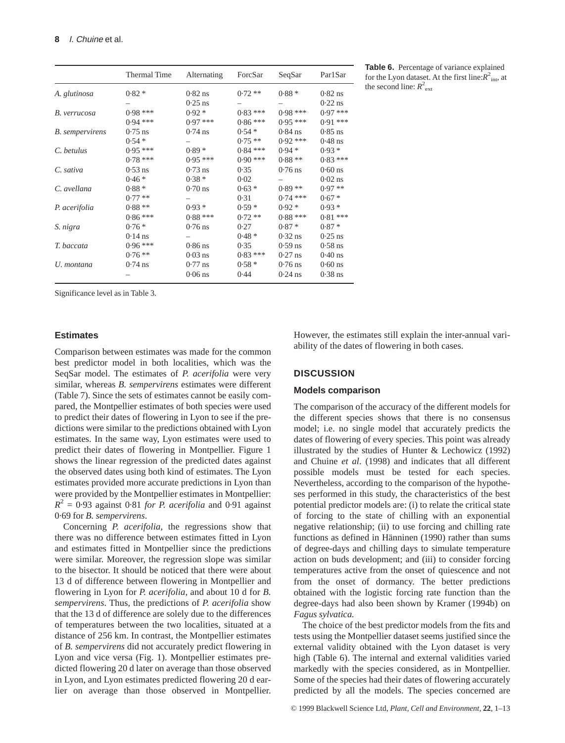**Table 6.** Percentage of variance explained for the Lyon dataset. At the first line: $R^2_{int}$, at the second line: $R^2_{ext}$

| | Thermal Time | Alternating | ForcSar | SeqSar | Par1Sar |
|---|---|---|---|---|---|
| *A. glutinosa* | 0·82 * | 0·82 ns | 0·72 ** | 0·88 * | 0·82 ns |
| | – | 0·25 ns | – | – | 0·22 ns |
| *B. verrucosa* | 0·98 *** | 0·92 * | 0·83 *** | 0·98 *** | 0·97 *** |
| | 0·94 *** | 0·97 *** | 0·86 *** | 0·95 *** | 0·91 *** |
| *B. sempervirens* | 0·75 ns | 0·74 ns | 0·54 * | 0·84 ns | 0·85 ns |
| | 0·54 * | – | 0·75 ** | 0·92 *** | 0·48 ns |
| *C. betulus* | 0·95 *** | 0·89 * | 0·84 *** | 0·94 * | 0·93 * |
| | 0·78 *** | 0·95 *** | 0·90 *** | 0·88 ** | 0·83 *** |
| *C. sativa* | 0·53 ns | 0·73 ns | 0·35 | 0·76 ns | 0·60 ns |
| | 0·46 * | 0·38 * | 0·02 | – | 0·02 ns |
| *C. avellana* | 0·88 * | 0·70 ns | 0·63 * | 0·89 ** | 0·97 ** |
| | 0·77 ** | – | 0·31 | 0·74 *** | 0·67 * |
| *P. acerifolia* | 0·88 ** | 0·93 * | 0·59 * | 0·92 * | 0·93 * |
| | 0·86 *** | 0·88 *** | 0·72 ** | 0·88 *** | 0·81 *** |
| *S. nigra* | 0·76 * | 0·76 ns | 0·27 | 0·87 * | 0·87 * |
| | 0·14 ns | – | 0·48 * | 0·32 ns | 0·25 ns |
| *T. baccata* | 0·96 *** | 0·86 ns | 0·35 | 0·59 ns | 0·58 ns |
| | 0·76 ** | 0·03 ns | 0·83 *** | 0·27 ns | 0·40 ns |
| *U. montana* | 0·74 ns | 0·77 ns | 0·58 * | 0·76 ns | 0·60 ns |
| | – | 0·06 ns | 0·44 | 0·24 ns | 0·38 ns |

Significance level as in Table 3.

### Estimates

Comparison between estimates was made for the common best predictor model in both localities, which was the SeqSar model. The estimates of *P. acerifolia* were very similar, whereas *B. sempervirens* estimates were different (Table 7). Since the sets of estimates cannot be easily compared, the Montpellier estimates of both species were used to predict their dates of flowering in Lyon to see if the predictions were similar to the predictions obtained with Lyon estimates. In the same way, Lyon estimates were used to predict their dates of flowering in Montpellier. Figure 1 shows the linear regression of the predicted dates against the observed dates using both kind of estimates. The Lyon estimates provided more accurate predictions in Lyon than were provided by the Montpellier estimates in Montpellier: $R^2$ = 0·93 against 0·81 *for P. acerifolia* and 0·91 against 0·69 for *B. sempervirens*.

Concerning *P. acerifolia,* the regressions show that there was no difference between estimates fitted in Lyon and estimates fitted in Montpellier since the predictions were similar. Moreover, the regression slope was similar to the bisector. It should be noticed that there were about 13 d of difference between flowering in Montpellier and flowering in Lyon for *P. acerifolia*, and about 10 d for *B. sempervirens*. Thus, the predictions of *P. acerifolia* show that the 13 d of difference are solely due to the differences of temperatures between the two localities, situated at a distance of 256 km. In contrast, the Montpellier estimates of *B. sempervirens* did not accurately predict flowering in Lyon and vice versa (Fig. 1). Montpellier estimates predicted flowering 20 d later on average than those observed in Lyon, and Lyon estimates predicted flowering 20 d earlier on average than those observed in Montpellier. However, the estimates still explain the inter-annual variability of the dates of flowering in both cases.

## DISCUSSION

### Models comparison

The comparison of the accuracy of the different models for the different species shows that there is no consensus model; i.e. no single model that accurately predicts the dates of flowering of every species. This point was already illustrated by the studies of Hunter & Lechowicz (1992) and Chuine *et al*. (1998) and indicates that all different possible models must be tested for each species. Nevertheless, according to the comparison of the hypotheses performed in this study, the characteristics of the best potential predictor models are: (i) to relate the critical state of forcing to the state of chilling with an exponential negative relationship; (ii) to use forcing and chilling rate functions as defined in Hänninen (1990) rather than sums of degree-days and chilling days to simulate temperature action on buds development; and (iii) to consider forcing temperatures active from the onset of quiescence and not from the onset of dormancy. The better predictions obtained with the logistic forcing rate function than the degree-days had also been shown by Kramer (1994b) on *Fagus sylvatica.*

The choice of the best predictor models from the fits and tests using the Montpellier dataset seems justified since the external validity obtained with the Lyon dataset is very high (Table 6). The internal and external validities varied markedly with the species considered, as in Montpellier. Some of the species had their dates of flowering accurately predicted by all the models. The species concerned are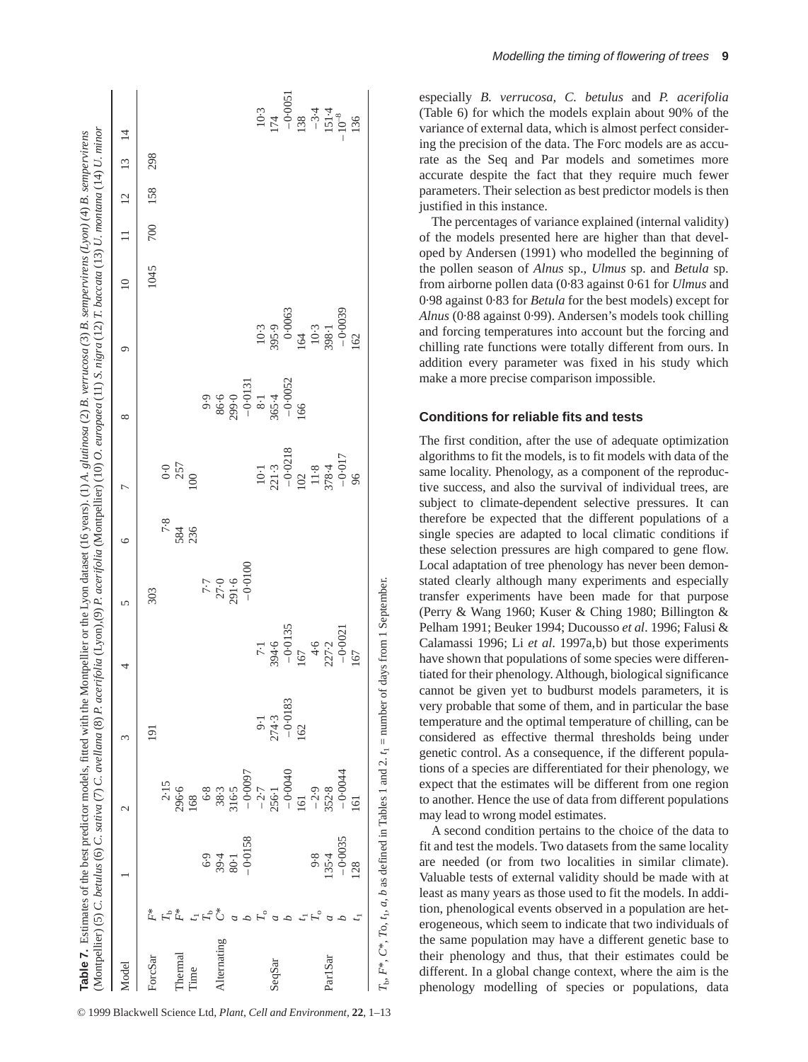**Table 7.** Estimates of the best predictor models, fitted with the Montpellier or the Lyon dataset (16 years). (1) *A. glutinosa* (2) *B. verrucosa* (3) *B. sempervirens* (Lyon) (4) *B. sempervirens* (Montpellier) (5) *C. betulus* (6) *C. sativa* (7) *C. avellana* (8) *P. acerifolia* (Lyon),(9) *P. acerifolia* (Montpellier) (10) *O. europaea* (11) *S. nigra* (12) *T. baccata* (13) *U. montana* (14) *U. minor*

| Model | | 1 | 2 | 3 | 4 | 5 | 6 | 7 | 8 | 9 | 10 | 11 | 12 | 13 | 14 |
|---|---|---|---|---|---|---|---|---|---|---|---|---|---|---|---|
| ForcSar | $F^*$ | | | 191 | | 303 | | | | | 1045 | 700 | 158 | 298 | |
| Thermal | $T_b$ | | 2·15 | | | | 7·8 | 0·0 | | | | | | | |
| | $F^*$ | | 296·6 | | | | 584 | 257 | | | | | | | |
| Time | $t_1$ | | 168 | | | | 236 | 100 | | | | | | | |
| Alternating | $T_b$ | 6·9 | 6·8 | | | 7·7 | | | 9·9 | | | | | | |
| | $C^*$ | 39·4 | 38·3 | | | 27·0 | | | 86·6 | | | | | | |
| | $a$ | 80·1 | 316·5 | | | 291·6 | | | 299·0 | | | | | | |
| | $b$ | −0·0158 | −0·0097 | | | −0·0100 | | | −0·0131 | | | | | | |
| SeqSar | $T_o$ | | −2·7 | 9·1 | 7·1 | | | 10·1 | 8·1 | 10·3 | | | | | 10·3 |
| | $a$ | | 256·1 | 274·3 | 394·6 | | | 221·3 | 365·4 | 395·9 | | | | | 174 |
| | $b$ | | −0·0040 | −0·0183 | −0·0135 | | | −0·0218 | −0·0052 | 0·0063 | | | | | −0·0051 |
| | $t_1$ | | 161 | 162 | 167 | | | 102 | 166 | 164 | | | | | 138 |
| Par1Sar | $T_o$ | 9·8 | −2·9 | | 4·6 | | | 11·8 | | 10·3 | | | | | −3·4 |
| | $a$ | 135·4 | 352·8 | | 227·2 | | | 378·4 | | 398·1 | | | | | 151·4 |
| | $b$ | −0·0035 | −0·0044 | | −0·0021 | | | −0·017 | | −0·0039 | | | | | $-10^{-8}$ |
| | $t_1$ | 128 | 161 | | 167 | | | 96 | | 162 | | | | | 136 |

$T_b$, $F^*$, $C^*$, $To$, $t_1$, $a$, $b$ as defined in Tables 1 and 2. $t_1$ = number of days from 1 September.

especially *B. verrucosa*, *C. betulus* and *P. acerifolia* (Table 6) for which the models explain about 90% of the variance of external data, which is almost perfect considering the precision of the data. The Forc models are as accurate as the Seq and Par models and sometimes more accurate despite the fact that they require much fewer parameters. Their selection as best predictor models is then justified in this instance.

The percentages of variance explained (internal validity) of the models presented here are higher than that developed by Andersen (1991) who modelled the beginning of the pollen season of *Alnus* sp., *Ulmus* sp. and *Betula* sp. from airborne pollen data (0·83 against 0·61 for *Ulmus* and 0·98 against 0·83 for *Betula* for the best models) except for *Alnus* (0·88 against 0·99). Andersen's models took chilling and forcing temperatures into account but the forcing and chilling rate functions were totally different from ours. In addition every parameter was fixed in his study which make a more precise comparison impossible.

## Conditions for reliable fits and tests

The first condition, after the use of adequate optimization algorithms to fit the models, is to fit models with data of the same locality. Phenology, as a component of the reproductive success, and also the survival of individual trees, are subject to climate-dependent selective pressures. It can therefore be expected that the different populations of a single species are adapted to local climatic conditions if these selection pressures are high compared to gene flow. Local adaptation of tree phenology has never been demonstated clearly although many experiments and especially transfer experiments have been made for that purpose (Perry & Wang 1960; Kuser & Ching 1980; Billington & Pelham 1991; Beuker 1994; Ducousso *et al*. 1996; Falusi & Calamassi 1996; Li *et al*. 1997a,b) but those experiments have shown that populations of some species were differentiated for their phenology. Although, biological significance cannot be given yet to budburst models parameters, it is very probable that some of them, and in particular the base temperature and the optimal temperature of chilling, can be considered as effective thermal thresholds being under genetic control. As a consequence, if the different populations of a species are differentiated for their phenology, we expect that the estimates will be different from one region to another. Hence the use of data from different populations may lead to wrong model estimates.

A second condition pertains to the choice of the data to fit and test the models. Two datasets from the same locality are needed (or from two localities in similar climate). Valuable tests of external validity should be made with at least as many years as those used to fit the models. In addition, phenological events observed in a population are heterogeneous, which seem to indicate that two individuals of the same population may have a different genetic base to their phenology and thus, that their estimates could be different. In a global change context, where the aim is the phenology modelling of species or populations, data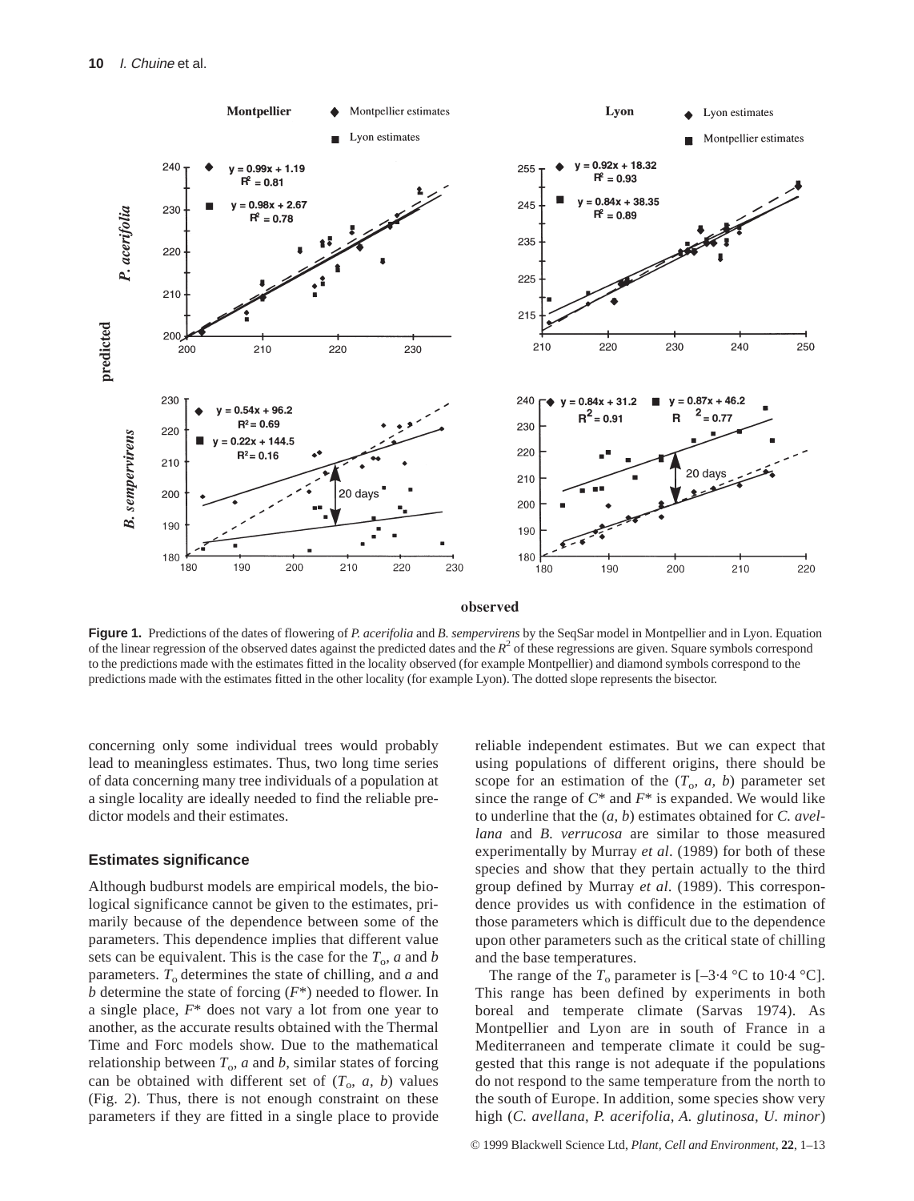**Figure 1.** Predictions of the dates of flowering of *P. acerifolia* and *B. sempervirens* by the SeqSar model in Montpellier and in Lyon. Equation of the linear regression of the observed dates against the predicted dates and the $R^2$ of these regressions are given. Square symbols correspond to the predictions made with the estimates fitted in the locality observed (for example Montpellier) and diamond symbols correspond to the predictions made with the estimates fitted in the other locality (for example Lyon). The dotted slope represents the bisector.

concerning only some individual trees would probably lead to meaningless estimates. Thus, two long time series of data concerning many tree individuals of a population at a single locality are ideally needed to find the reliable predictor models and their estimates.

### Estimates significance

Although budburst models are empirical models, the biological significance cannot be given to the estimates, primarily because of the dependence between some of the parameters. This dependence implies that different value sets can be equivalent. This is the case for the $T_o$, $a$ and $b$ parameters. $T_o$ determines the state of chilling, and $a$ and $b$ determine the state of forcing ($F^*$) needed to flower. In a single place, $F^*$ does not vary a lot from one year to another, as the accurate results obtained with the Thermal Time and Forc models show. Due to the mathematical relationship between $T_o$, $a$ and $b$, similar states of forcing can be obtained with different set of ($T_o$, $a$, $b$) values (Fig. 2). Thus, there is not enough constraint on these parameters if they are fitted in a single place to provide reliable independent estimates. But we can expect that using populations of different origins, there should be scope for an estimation of the ($T_o$, $a$, $b$) parameter set since the range of $C^*$ and $F^*$ is expanded. We would like to underline that the ($a$, $b$) estimates obtained for *C. avellana* and *B. verrucosa* are similar to those measured experimentally by Murray *et al*. (1989) for both of these species and show that they pertain actually to the third group defined by Murray *et al*. (1989). This correspondence provides us with confidence in the estimation of those parameters which is difficult due to the dependence upon other parameters such as the critical state of chilling and the base temperatures.

The range of the $T_o$ parameter is [–3·4 °C to 10·4 °C]. This range has been defined by experiments in both boreal and temperate climate (Sarvas 1974). As Montpellier and Lyon are in south of France in a Mediterraneen and temperate climate it could be suggested that this range is not adequate if the populations do not respond to the same temperature from the north to the south of Europe. In addition, some species show very high (*C. avellana*, *P. acerifolia*, *A. glutinosa*, *U. minor*)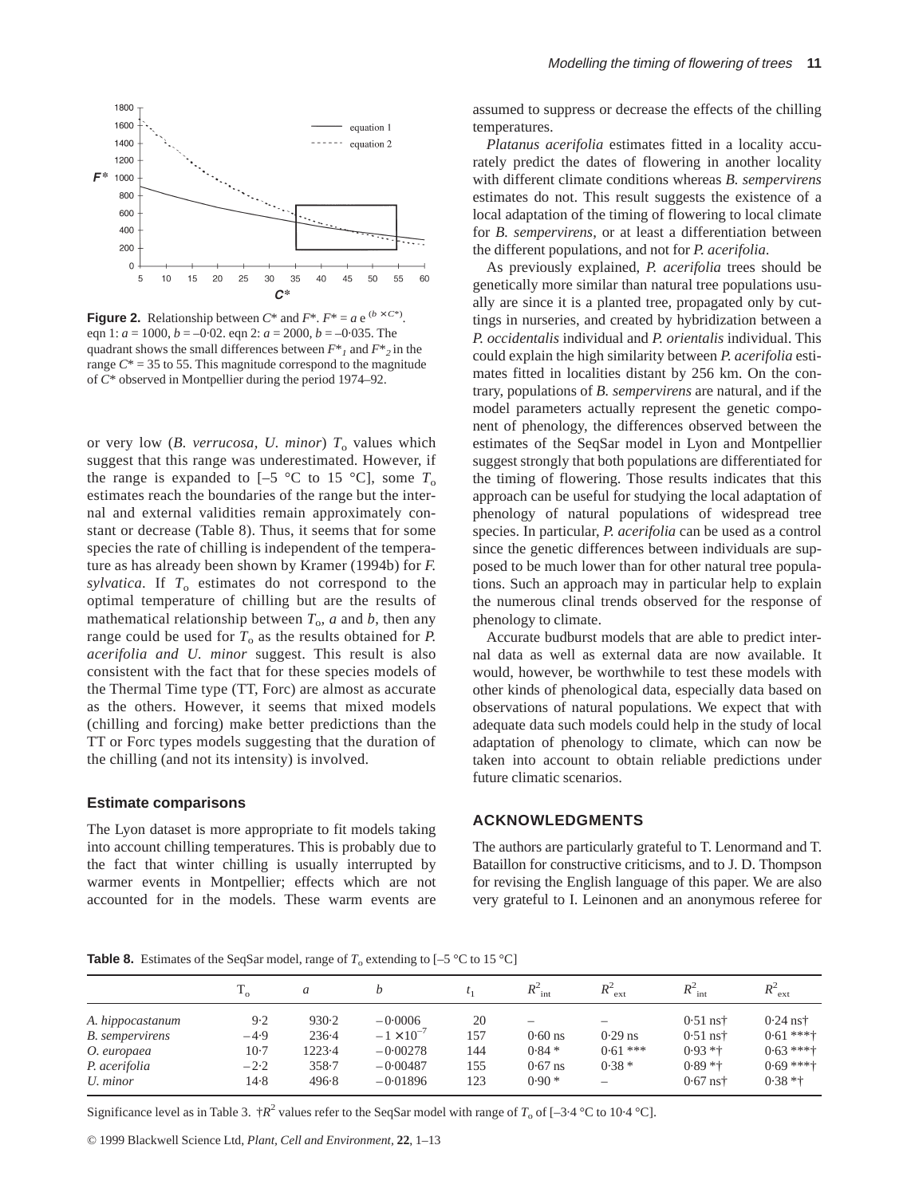1800
1600
1400
1200
$F^*$ 1000
800
600
400
200
0
5 10 15 20 25 30 35 40 45 50 55 60
$C^*$
equation 1
equation 2

**Figure 2.** Relationship between $C^*$ and $F^*$. $F^* = a\, e^{(b \times C^*)}$. eqn 1: $a = 1000$, $b = -0{\cdot}02$. eqn 2: $a = 2000$, $b = -0{\cdot}035$. The quadrant shows the small differences between $F^*_1$ and $F^*_2$ in the range $C^* = 35$ to 55. This magnitude correspond to the magnitude of $C^*$ observed in Montpellier during the period 1974–92.

or very low (*B. verrucosa*, *U. minor*) $T_o$ values which suggest that this range was underestimated. However, if the range is expanded to [–5 °C to 15 °C], some $T_o$ estimates reach the boundaries of the range but the internal and external validities remain approximately constant or decrease (Table 8). Thus, it seems that for some species the rate of chilling is independent of the temperature as has already been shown by Kramer (1994b) for *F. sylvatica*. If $T_o$ estimates do not correspond to the optimal temperature of chilling but are the results of mathematical relationship between $T_o$, $a$ and $b$, then any range could be used for $T_o$ as the results obtained for *P. acerifolia and U. minor* suggest. This result is also consistent with the fact that for these species models of the Thermal Time type (TT, Forc) are almost as accurate as the others. However, it seems that mixed models (chilling and forcing) make better predictions than the TT or Forc types models suggesting that the duration of the chilling (and not its intensity) is involved.

### Estimate comparisons

The Lyon dataset is more appropriate to fit models taking into account chilling temperatures. This is probably due to the fact that winter chilling is usually interrupted by warmer events in Montpellier; effects which are not accounted for in the models. These warm events are assumed to suppress or decrease the effects of the chilling temperatures.

*Platanus acerifolia* estimates fitted in a locality accurately predict the dates of flowering in another locality with different climate conditions whereas *B. sempervirens* estimates do not. This result suggests the existence of a local adaptation of the timing of flowering to local climate for *B. sempervirens*, or at least a differentiation between the different populations, and not for *P. acerifolia*.

As previously explained, *P. acerifolia* trees should be genetically more similar than natural tree populations usually are since it is a planted tree, propagated only by cuttings in nurseries, and created by hybridization between a *P. occidentalis* individual and *P. orientalis* individual. This could explain the high similarity between *P. acerifolia* estimates fitted in localities distant by 256 km. On the contrary, populations of *B. sempervirens* are natural, and if the model parameters actually represent the genetic component of phenology, the differences observed between the estimates of the SeqSar model in Lyon and Montpellier suggest strongly that both populations are differentiated for the timing of flowering. Those results indicates that this approach can be useful for studying the local adaptation of phenology of natural populations of widespread tree species. In particular, *P. acerifolia* can be used as a control since the genetic differences between individuals are supposed to be much lower than for other natural tree populations. Such an approach may in particular help to explain the numerous clinal trends observed for the response of phenology to climate.

Accurate budburst models that are able to predict internal data as well as external data are now available. It would, however, be worthwhile to test these models with other kinds of phenological data, especially data based on observations of natural populations. We expect that with adequate data such models could help in the study of local adaptation of phenology to climate, which can now be taken into account to obtain reliable predictions under future climatic scenarios.

## ACKNOWLEDGMENTS

The authors are particularly grateful to T. Lenormand and T. Bataillon for constructive criticisms, and to J. D. Thompson for revising the English language of this paper. We are also very grateful to I. Leinonen and an anonymous referee for

**Table 8.** Estimates of the SeqSar model, range of $T_o$ extending to [–5 °C to 15 °C]

| | $T_o$ | $a$ | $b$ | $t_1$ | $R^2_{int}$ | $R^2_{ext}$ | $R^2_{int}$ | $R^2_{ext}$ |
|---|---|---|---|---|---|---|---|---|
| *A. hippocastanum* | 9·2 | 930·2 | −0·0006 | 20 | – | – | 0·51 ns† | 0·24 ns† |
| *B. sempervirens* | −4·9 | 236·4 | $-1 \times 10^{-7}$ | 157 | 0·60 ns | 0·29 ns | 0·51 ns† | 0·61 ***† |
| *O. europaea* | 10·7 | 1223·4 | −0·00278 | 144 | 0·84 * | 0·61 *** | 0·93 *† | 0·63 ***† |
| *P. acerifolia* | −2·2 | 358·7 | −0·00487 | 155 | 0·67 ns | 0·38 * | 0·89 *† | 0·69 ***† |
| *U. minor* | 14·8 | 496·8 | −0·01896 | 123 | 0·90 * | – | 0·67 ns† | 0·38 *† |

Significance level as in Table 3. †$R^2$ values refer to the SeqSar model with range of $T_o$ of [–3·4 °C to 10·4 °C].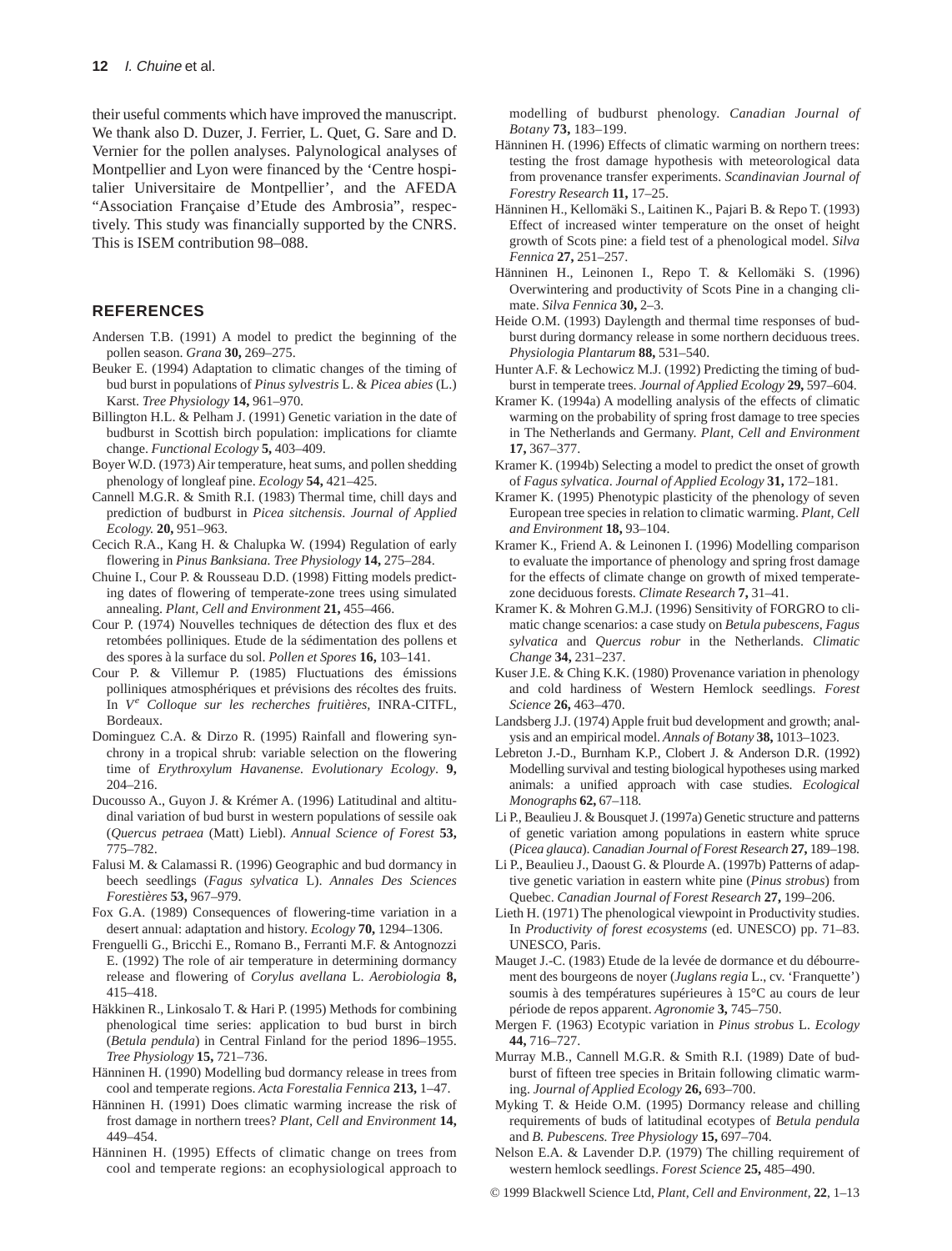their useful comments which have improved the manuscript. We thank also D. Duzer, J. Ferrier, L. Quet, G. Sare and D. Vernier for the pollen analyses. Palynological analyses of Montpellier and Lyon were financed by the 'Centre hospitalier Universitaire de Montpellier', and the AFEDA "Association Française d'Etude des Ambrosia", respectively. This study was financially supported by the CNRS. This is ISEM contribution 98–088.

## REFERENCES

Andersen T.B. (1991) A model to predict the beginning of the pollen season. *Grana* **30,** 269–275.

Beuker E. (1994) Adaptation to climatic changes of the timing of bud burst in populations of *Pinus sylvestris* L. & *Picea abies* (L.) Karst. *Tree Physiology* **14,** 961–970.

Billington H.L. & Pelham J. (1991) Genetic variation in the date of budburst in Scottish birch population: implications for cliamte change. *Functional Ecology* **5,** 403–409.

Boyer W.D. (1973) Air temperature, heat sums, and pollen shedding phenology of longleaf pine. *Ecology* **54,** 421–425.

Cannell M.G.R. & Smith R.I. (1983) Thermal time, chill days and prediction of budburst in *Picea sitchensis*. *Journal of Applied Ecology.* **20,** 951–963.

Cecich R.A., Kang H. & Chalupka W. (1994) Regulation of early flowering in *Pinus Banksiana. Tree Physiology* **14,** 275–284.

Chuine I., Cour P. & Rousseau D.D. (1998) Fitting models predicting dates of flowering of temperate-zone trees using simulated annealing. *Plant, Cell and Environment* **21,** 455–466.

Cour P. (1974) Nouvelles techniques de détection des flux et des retombées polliniques. Etude de la sédimentation des pollens et des spores à la surface du sol. *Pollen et Spores* **16,** 103–141.

Cour P. & Villemur P. (1985) Fluctuations des émissions polliniques atmosphériques et prévisions des récoltes des fruits. In *V^e Colloque sur les recherches fruitières,* INRA-CITFL, Bordeaux.

Dominguez C.A. & Dirzo R. (1995) Rainfall and flowering synchrony in a tropical shrub: variable selection on the flowering time of *Erythroxylum Havanense. Evolutionary Ecology*. **9,** 204–216.

Ducousso A., Guyon J. & Krémer A. (1996) Latitudinal and altitudinal variation of bud burst in western populations of sessile oak (*Quercus petraea* (Matt) Liebl). *Annual Science of Forest* **53,** 775–782.

Falusi M. & Calamassi R. (1996) Geographic and bud dormancy in beech seedlings (*Fagus sylvatica* L). *Annales Des Sciences Forestières* **53,** 967–979.

Fox G.A. (1989) Consequences of flowering-time variation in a desert annual: adaptation and history. *Ecology* **70,** 1294–1306.

Frenguelli G., Bricchi E., Romano B., Ferranti M.F. & Antognozzi E. (1992) The role of air temperature in determining dormancy release and flowering of *Corylus avellana* L. *Aerobiologia* **8,** 415–418.

Häkkinen R., Linkosalo T. & Hari P. (1995) Methods for combining phenological time series: application to bud burst in birch (*Betula pendula*) in Central Finland for the period 1896–1955. *Tree Physiology* **15,** 721–736.

Hänninen H. (1990) Modelling bud dormancy release in trees from cool and temperate regions. *Acta Forestalia Fennica* **213,** 1–47.

Hänninen H. (1991) Does climatic warming increase the risk of frost damage in northern trees? *Plant, Cell and Environment* **14,** 449–454.

Hänninen H. (1995) Effects of climatic change on trees from cool and temperate regions: an ecophysiological approach to modelling of budburst phenology. *Canadian Journal of Botany* **73,** 183–199.

Hänninen H. (1996) Effects of climatic warming on northern trees: testing the frost damage hypothesis with meteorological data from provenance transfer experiments. *Scandinavian Journal of Forestry Research* **11,** 17–25.

Hänninen H., Kellomäki S., Laitinen K., Pajari B. & Repo T. (1993) Effect of increased winter temperature on the onset of height growth of Scots pine: a field test of a phenological model. *Silva Fennica* **27,** 251–257.

Hänninen H., Leinonen I., Repo T. & Kellomäki S. (1996) Overwintering and productivity of Scots Pine in a changing climate. *Silva Fennica* **30,** 2–3.

Heide O.M. (1993) Daylength and thermal time responses of budburst during dormancy release in some northern deciduous trees. *Physiologia Plantarum* **88,** 531–540.

Hunter A.F. & Lechowicz M.J. (1992) Predicting the timing of budburst in temperate trees. *Journal of Applied Ecology* **29,** 597–604.

Kramer K. (1994a) A modelling analysis of the effects of climatic warming on the probability of spring frost damage to tree species in The Netherlands and Germany. *Plant, Cell and Environment* **17,** 367–377.

Kramer K. (1994b) Selecting a model to predict the onset of growth of *Fagus sylvatica*. *Journal of Applied Ecology* **31,** 172–181.

Kramer K. (1995) Phenotypic plasticity of the phenology of seven European tree species in relation to climatic warming. *Plant, Cell and Environment* **18,** 93–104.

Kramer K., Friend A. & Leinonen I. (1996) Modelling comparison to evaluate the importance of phenology and spring frost damage for the effects of climate change on growth of mixed temperate-zone deciduous forests. *Climate Research* **7,** 31–41.

Kramer K. & Mohren G.M.J. (1996) Sensitivity of FORGRO to climatic change scenarios: a case study on *Betula pubescens, Fagus sylvatica* and *Quercus robur* in the Netherlands. *Climatic Change* **34,** 231–237.

Kuser J.E. & Ching K.K. (1980) Provenance variation in phenology and cold hardiness of Western Hemlock seedlings. *Forest Science* **26,** 463–470.

Landsberg J.J. (1974) Apple fruit bud development and growth; analysis and an empirical model. *Annals of Botany* **38,** 1013–1023.

Lebreton J.-D., Burnham K.P., Clobert J. & Anderson D.R. (1992) Modelling survival and testing biological hypotheses using marked animals: a unified approach with case studies. *Ecological Monographs* **62,** 67–118.

Li P., Beaulieu J. & Bousquet J. (1997a) Genetic structure and patterns of genetic variation among populations in eastern white spruce (*Picea glauca*). *Canadian Journal of Forest Research* **27,** 189–198.

Li P., Beaulieu J., Daoust G. & Plourde A. (1997b) Patterns of adaptive genetic variation in eastern white pine (*Pinus strobus*) from Quebec. *Canadian Journal of Forest Research* **27,** 199–206.

Lieth H. (1971) The phenological viewpoint in Productivity studies. In *Productivity of forest ecosystems* (ed. UNESCO) pp. 71–83. UNESCO, Paris.

Mauget J.-C. (1983) Etude de la levée de dormance et du débourrement des bourgeons de noyer (*Juglans regia* L., cv. 'Franquette') soumis à des températures supérieures à 15°C au cours de leur période de repos apparent. *Agronomie* **3,** 745–750.

Mergen F. (1963) Ecotypic variation in *Pinus strobus* L. *Ecology* **44,** 716–727.

Murray M.B., Cannell M.G.R. & Smith R.I. (1989) Date of budburst of fifteen tree species in Britain following climatic warming. *Journal of Applied Ecology* **26,** 693–700.

Myking T. & Heide O.M. (1995) Dormancy release and chilling requirements of buds of latitudinal ecotypes of *Betula pendula* and *B. Pubescens. Tree Physiology* **15,** 697–704.

Nelson E.A. & Lavender D.P. (1979) The chilling requirement of western hemlock seedlings. *Forest Science* **25,** 485–490.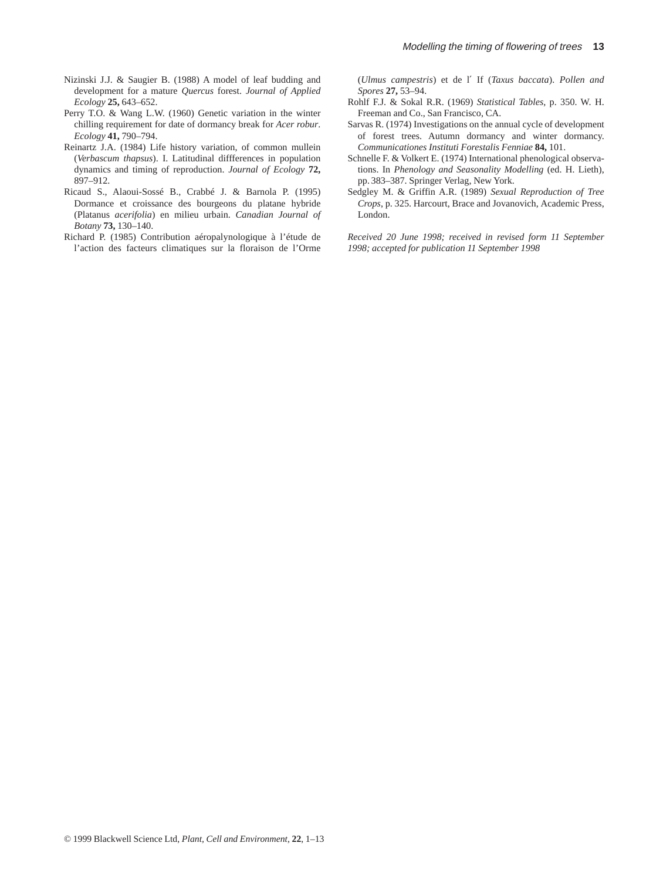Nizinski J.J. & Saugier B. (1988) A model of leaf budding and development for a mature *Quercus* forest. *Journal of Applied Ecology* **25,** 643–652.

Perry T.O. & Wang L.W. (1960) Genetic variation in the winter chilling requirement for date of dormancy break for *Acer robur*. *Ecology* **41,** 790–794.

Reinartz J.A. (1984) Life history variation, of common mullein (*Verbascum thapsus*). I. Latitudinal diffferences in population dynamics and timing of reproduction. *Journal of Ecology* **72,** 897–912.

Ricaud S., Alaoui-Sossé B., Crabbé J. & Barnola P. (1995) Dormance et croissance des bourgeons du platane hybride (Platanus *acerifolia*) en milieu urbain. *Canadian Journal of Botany* **73,** 130–140.

Richard P. (1985) Contribution aéropalynologique à l'étude de l'action des facteurs climatiques sur la floraison de l'Orme (*Ulmus campestris*) et de l′ If (*Taxus baccata*). *Pollen and Spores* **27,** 53–94.

Rohlf F.J. & Sokal R.R. (1969) *Statistical Tables*, p. 350. W. H. Freeman and Co., San Francisco, CA.

Sarvas R. (1974) Investigations on the annual cycle of development of forest trees. Autumn dormancy and winter dormancy. *Communicationes Instituti Forestalis Fenniae* **84,** 101.

Schnelle F. & Volkert E. (1974) International phenological observations. In *Phenology and Seasonality Modelling* (ed. H. Lieth), pp. 383–387. Springer Verlag, New York.

Sedgley M. & Griffin A.R. (1989) *Sexual Reproduction of Tree Crops*, p. 325. Harcourt, Brace and Jovanovich, Academic Press, London.

*Received 20 June 1998; received in revised form 11 September 1998; accepted for publication 11 September 1998*